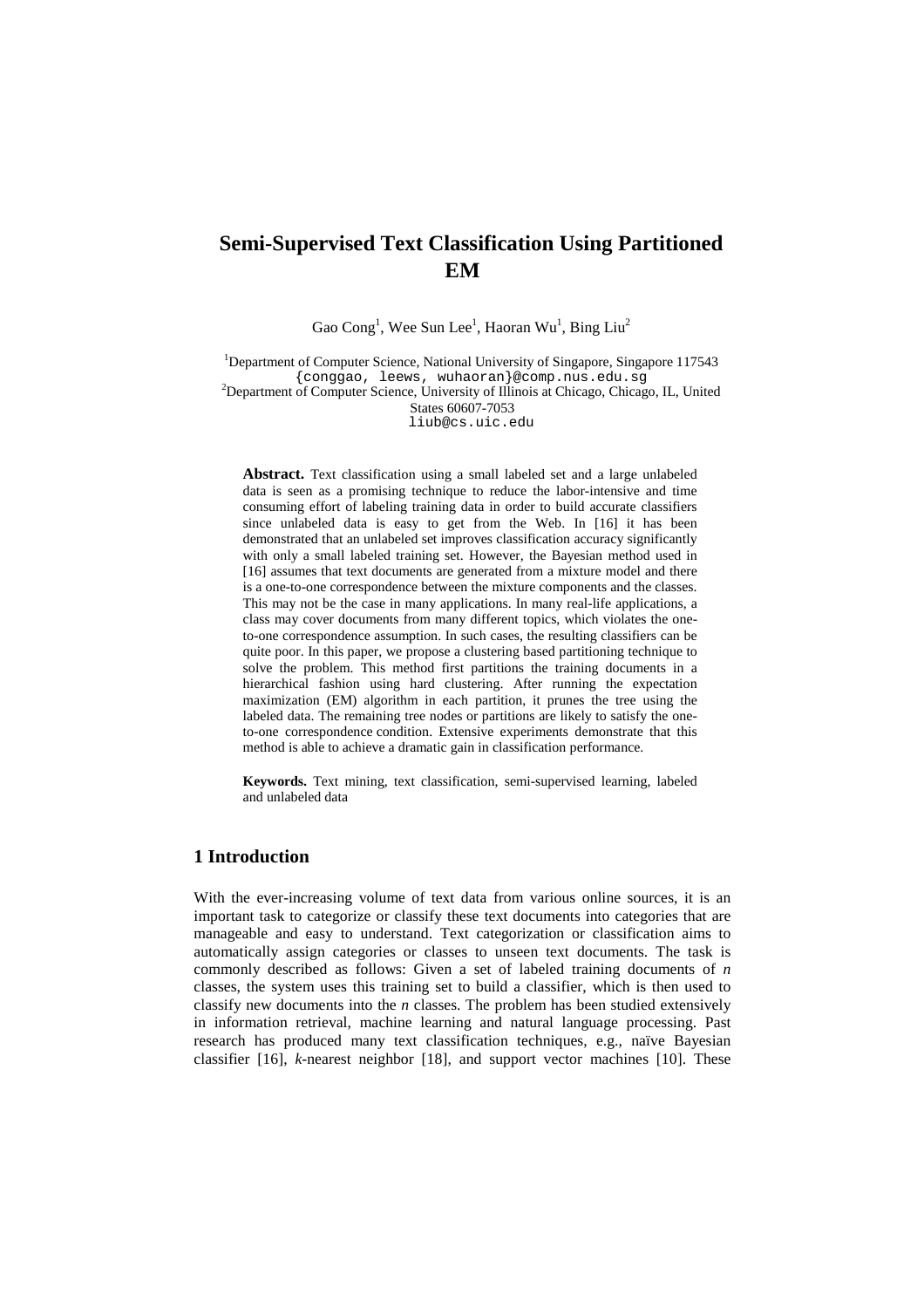# Semi-Supervised Text Classification Using Partitioned EM

Gao Cong[1], Wee Sun Lee[1], Haoran Wu[1], Bing Liu[2]

[1]Department of Computer Science, National University of Singapore, Singapore 117543
{conggao, leews, wuhaoran}@comp.nus.edu.sg
[2]Department of Computer Science, University of Illinois at Chicago, Chicago, IL, United States 60607-7053
liub@cs.uic.edu

**Abstract.** Text classification using a small labeled set and a large unlabeled data is seen as a promising technique to reduce the labor-intensive and time consuming effort of labeling training data in order to build accurate classifiers since unlabeled data is easy to get from the Web. In [16] it has been demonstrated that an unlabeled set improves classification accuracy significantly with only a small labeled training set. However, the Bayesian method used in [16] assumes that text documents are generated from a mixture model and there is a one-to-one correspondence between the mixture components and the classes. This may not be the case in many applications. In many real-life applications, a class may cover documents from many different topics, which violates the one-to-one correspondence assumption. In such cases, the resulting classifiers can be quite poor. In this paper, we propose a clustering based partitioning technique to solve the problem. This method first partitions the training documents in a hierarchical fashion using hard clustering. After running the expectation maximization (EM) algorithm in each partition, it prunes the tree using the labeled data. The remaining tree nodes or partitions are likely to satisfy the one-to-one correspondence condition. Extensive experiments demonstrate that this method is able to achieve a dramatic gain in classification performance.

**Keywords.** Text mining, text classification, semi-supervised learning, labeled and unlabeled data

## 1 Introduction

With the ever-increasing volume of text data from various online sources, it is an important task to categorize or classify these text documents into categories that are manageable and easy to understand. Text categorization or classification aims to automatically assign categories or classes to unseen text documents. The task is commonly described as follows: Given a set of labeled training documents of *n* classes, the system uses this training set to build a classifier, which is then used to classify new documents into the *n* classes. The problem has been studied extensively in information retrieval, machine learning and natural language processing. Past research has produced many text classification techniques, e.g., naïve Bayesian classifier [16], *k*-nearest neighbor [18], and support vector machines [10]. These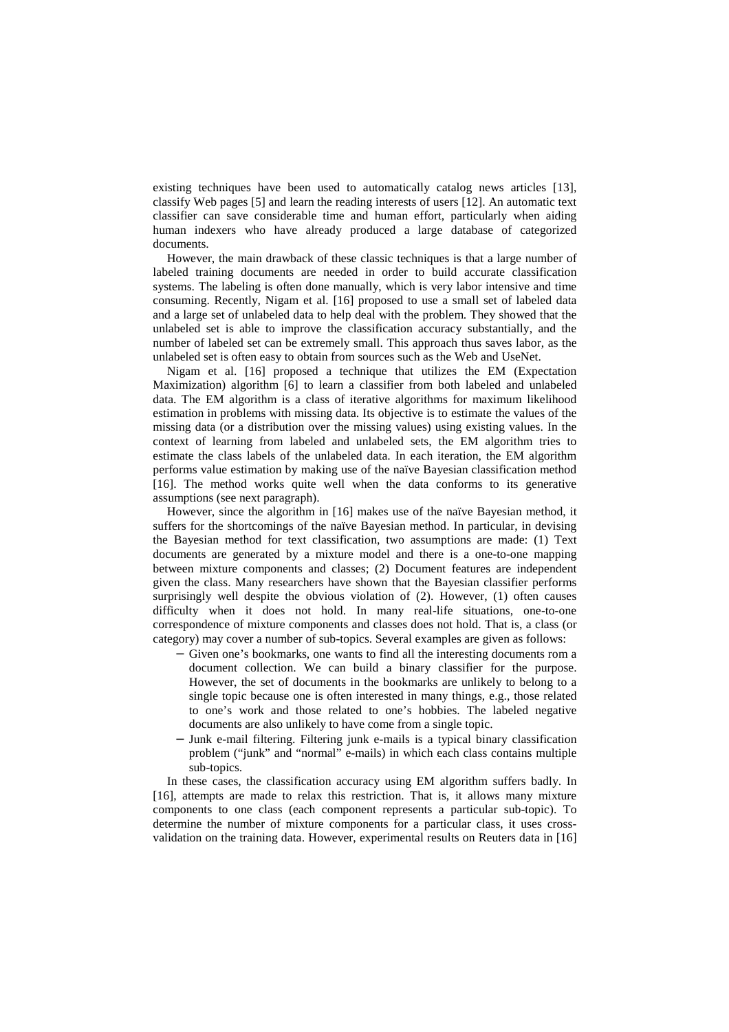existing techniques have been used to automatically catalog news articles [13], classify Web pages [5] and learn the reading interests of users [12]. An automatic text classifier can save considerable time and human effort, particularly when aiding human indexers who have already produced a large database of categorized documents.

However, the main drawback of these classic techniques is that a large number of labeled training documents are needed in order to build accurate classification systems. The labeling is often done manually, which is very labor intensive and time consuming. Recently, Nigam et al. [16] proposed to use a small set of labeled data and a large set of unlabeled data to help deal with the problem. They showed that the unlabeled set is able to improve the classification accuracy substantially, and the number of labeled set can be extremely small. This approach thus saves labor, as the unlabeled set is often easy to obtain from sources such as the Web and UseNet.

Nigam et al. [16] proposed a technique that utilizes the EM (Expectation Maximization) algorithm [6] to learn a classifier from both labeled and unlabeled data. The EM algorithm is a class of iterative algorithms for maximum likelihood estimation in problems with missing data. Its objective is to estimate the values of the missing data (or a distribution over the missing values) using existing values. In the context of learning from labeled and unlabeled sets, the EM algorithm tries to estimate the class labels of the unlabeled data. In each iteration, the EM algorithm performs value estimation by making use of the naïve Bayesian classification method [16]. The method works quite well when the data conforms to its generative assumptions (see next paragraph).

However, since the algorithm in [16] makes use of the naïve Bayesian method, it suffers for the shortcomings of the naïve Bayesian method. In particular, in devising the Bayesian method for text classification, two assumptions are made: (1) Text documents are generated by a mixture model and there is a one-to-one mapping between mixture components and classes; (2) Document features are independent given the class. Many researchers have shown that the Bayesian classifier performs surprisingly well despite the obvious violation of (2). However, (1) often causes difficulty when it does not hold. In many real-life situations, one-to-one correspondence of mixture components and classes does not hold. That is, a class (or category) may cover a number of sub-topics. Several examples are given as follows:

- Given one's bookmarks, one wants to find all the interesting documents rom a document collection. We can build a binary classifier for the purpose. However, the set of documents in the bookmarks are unlikely to belong to a single topic because one is often interested in many things, e.g., those related to one's work and those related to one's hobbies. The labeled negative documents are also unlikely to have come from a single topic.
- Junk e-mail filtering. Filtering junk e-mails is a typical binary classification problem ("junk" and "normal" e-mails) in which each class contains multiple sub-topics.

In these cases, the classification accuracy using EM algorithm suffers badly. In [16], attempts are made to relax this restriction. That is, it allows many mixture components to one class (each component represents a particular sub-topic). To determine the number of mixture components for a particular class, it uses cross-validation on the training data. However, experimental results on Reuters data in [16]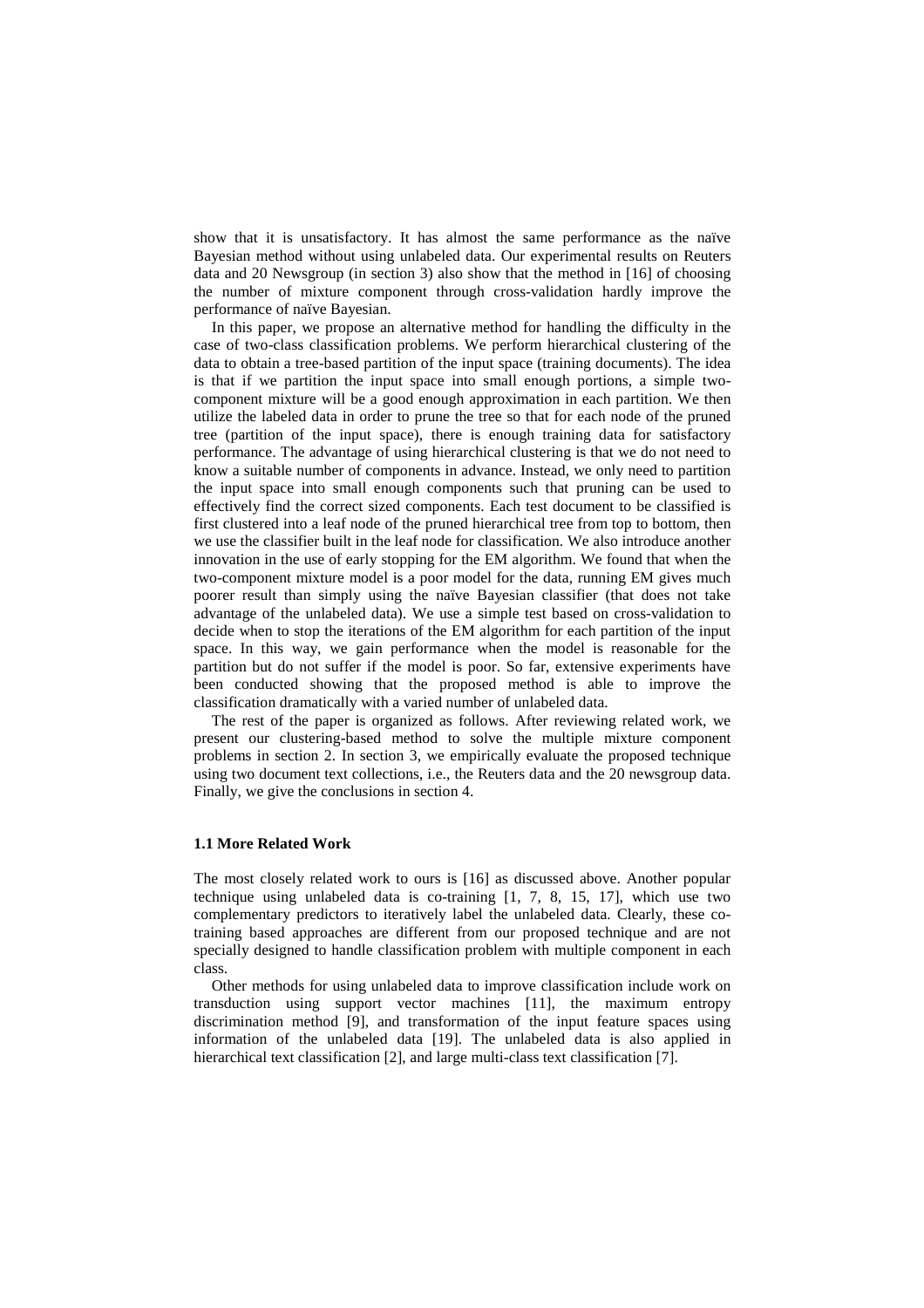show that it is unsatisfactory. It has almost the same performance as the naïve Bayesian method without using unlabeled data. Our experimental results on Reuters data and 20 Newsgroup (in section 3) also show that the method in [16] of choosing the number of mixture component through cross-validation hardly improve the performance of naïve Bayesian.

In this paper, we propose an alternative method for handling the difficulty in the case of two-class classification problems. We perform hierarchical clustering of the data to obtain a tree-based partition of the input space (training documents). The idea is that if we partition the input space into small enough portions, a simple two-component mixture will be a good enough approximation in each partition. We then utilize the labeled data in order to prune the tree so that for each node of the pruned tree (partition of the input space), there is enough training data for satisfactory performance. The advantage of using hierarchical clustering is that we do not need to know a suitable number of components in advance. Instead, we only need to partition the input space into small enough components such that pruning can be used to effectively find the correct sized components. Each test document to be classified is first clustered into a leaf node of the pruned hierarchical tree from top to bottom, then we use the classifier built in the leaf node for classification. We also introduce another innovation in the use of early stopping for the EM algorithm. We found that when the two-component mixture model is a poor model for the data, running EM gives much poorer result than simply using the naïve Bayesian classifier (that does not take advantage of the unlabeled data). We use a simple test based on cross-validation to decide when to stop the iterations of the EM algorithm for each partition of the input space. In this way, we gain performance when the model is reasonable for the partition but do not suffer if the model is poor. So far, extensive experiments have been conducted showing that the proposed method is able to improve the classification dramatically with a varied number of unlabeled data.

The rest of the paper is organized as follows. After reviewing related work, we present our clustering-based method to solve the multiple mixture component problems in section 2. In section 3, we empirically evaluate the proposed technique using two document text collections, i.e., the Reuters data and the 20 newsgroup data. Finally, we give the conclusions in section 4.

### 1.1 More Related Work

The most closely related work to ours is [16] as discussed above. Another popular technique using unlabeled data is co-training [1, 7, 8, 15, 17], which use two complementary predictors to iteratively label the unlabeled data. Clearly, these co-training based approaches are different from our proposed technique and are not specially designed to handle classification problem with multiple component in each class.

Other methods for using unlabeled data to improve classification include work on transduction using support vector machines [11], the maximum entropy discrimination method [9], and transformation of the input feature spaces using information of the unlabeled data [19]. The unlabeled data is also applied in hierarchical text classification [2], and large multi-class text classification [7].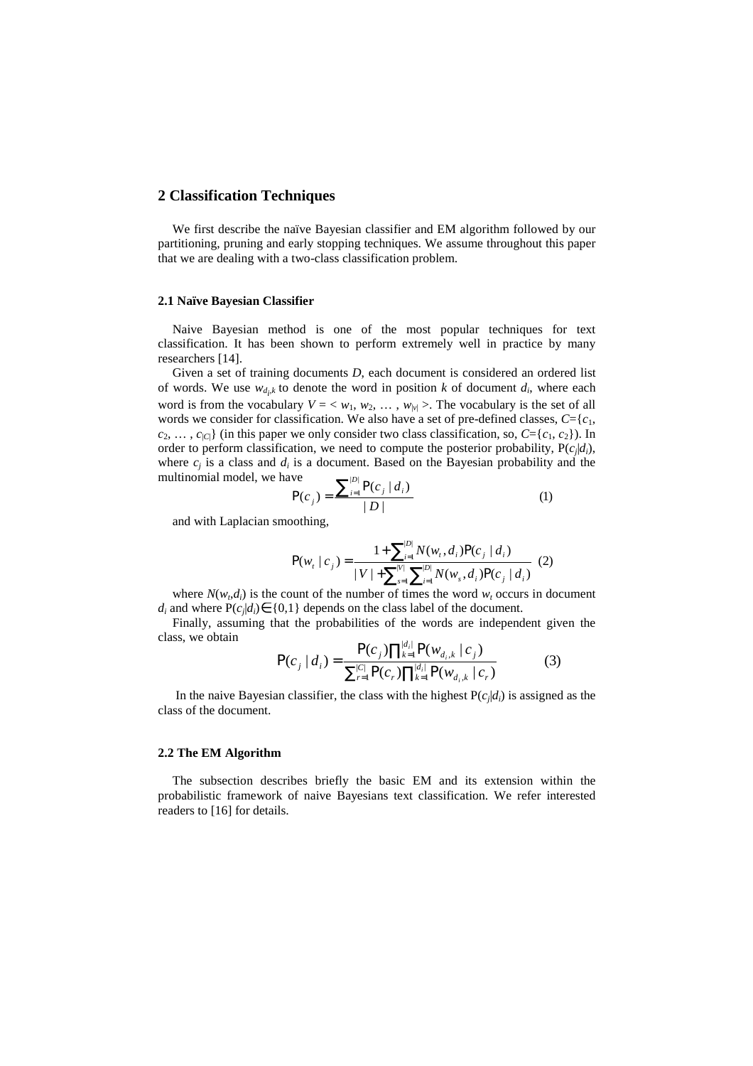## 2 Classification Techniques

We first describe the naïve Bayesian classifier and EM algorithm followed by our partitioning, pruning and early stopping techniques. We assume throughout this paper that we are dealing with a two-class classification problem.

### 2.1 Naïve Bayesian Classifier

Naive Bayesian method is one of the most popular techniques for text classification. It has been shown to perform extremely well in practice by many researchers [14].

Given a set of training documents *D*, each document is considered an ordered list of words. We use $w_{d_i,k}$ to denote the word in position *k* of document $d_i$, where each word is from the vocabulary $V = < w_1, w_2, \ldots, w_{|v|} >$. The vocabulary is the set of all words we consider for classification. We also have a set of pre-defined classes, $C=\{c_1, c_2, \ldots, c_{|C|}\}$ (in this paper we only consider two class classification, so, $C=\{c_1, c_2\}$). In order to perform classification, we need to compute the posterior probability, $P(c_j|d_i)$, where $c_j$ is a class and $d_i$ is a document. Based on the Bayesian probability and the multinomial model, we have

$$P(c_j) = \frac{\sum_{i=1}^{|D|} P(c_j \mid d_i)}{|D|} \quad (1)$$

and with Laplacian smoothing,

$$P(w_t \mid c_j) = \frac{1 + \sum_{i=1}^{|D|} N(w_t, d_i) P(c_j \mid d_i)}{|V| + \sum_{s=1}^{|V|} \sum_{i=1}^{|D|} N(w_s, d_i) P(c_j \mid d_i)} \quad (2)$$

where $N(w_t,d_i)$ is the count of the number of times the word $w_t$ occurs in document $d_i$ and where $P(c_j|d_i) \in \{0,1\}$ depends on the class label of the document.

Finally, assuming that the probabilities of the words are independent given the class, we obtain

$$P(c_j \mid d_i) = \frac{P(c_j) \prod_{k=1}^{|d_i|} P(w_{d_i,k} \mid c_j)}{\sum_{r=1}^{|C|} P(c_r) \prod_{k=1}^{|d_i|} P(w_{d_i,k} \mid c_r)} \quad (3)$$

In the naive Bayesian classifier, the class with the highest $P(c_j|d_i)$ is assigned as the class of the document.

### 2.2 The EM Algorithm

The subsection describes briefly the basic EM and its extension within the probabilistic framework of naive Bayesians text classification. We refer interested readers to [16] for details.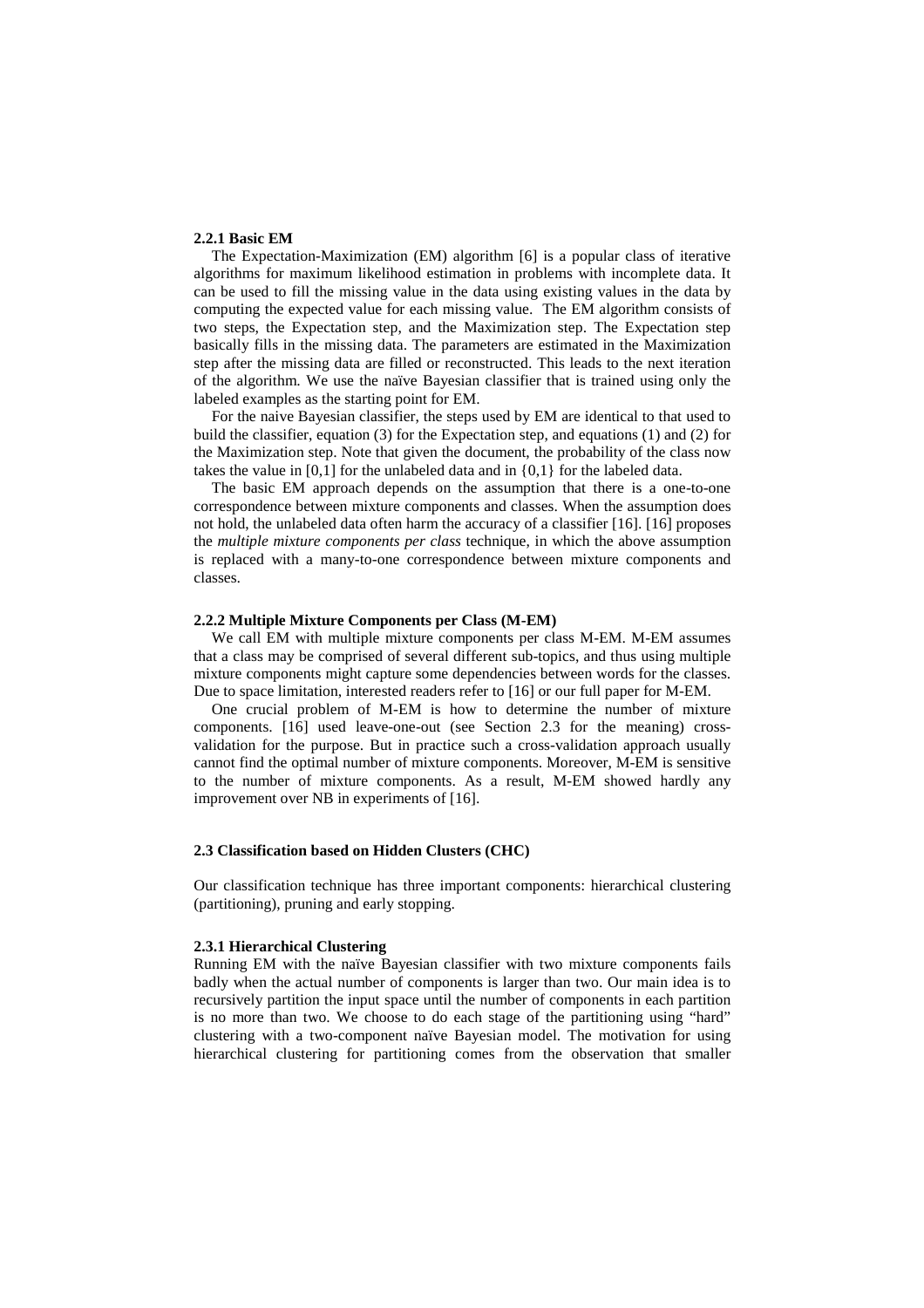#### 2.2.1 Basic EM

The Expectation-Maximization (EM) algorithm [6] is a popular class of iterative algorithms for maximum likelihood estimation in problems with incomplete data. It can be used to fill the missing value in the data using existing values in the data by computing the expected value for each missing value. The EM algorithm consists of two steps, the Expectation step, and the Maximization step. The Expectation step basically fills in the missing data. The parameters are estimated in the Maximization step after the missing data are filled or reconstructed. This leads to the next iteration of the algorithm. We use the naïve Bayesian classifier that is trained using only the labeled examples as the starting point for EM.

For the naive Bayesian classifier, the steps used by EM are identical to that used to build the classifier, equation (3) for the Expectation step, and equations (1) and (2) for the Maximization step. Note that given the document, the probability of the class now takes the value in $[0,1]$ for the unlabeled data and in $\{0,1\}$ for the labeled data.

The basic EM approach depends on the assumption that there is a one-to-one correspondence between mixture components and classes. When the assumption does not hold, the unlabeled data often harm the accuracy of a classifier [16]. [16] proposes the *multiple mixture components per class* technique, in which the above assumption is replaced with a many-to-one correspondence between mixture components and classes.

#### 2.2.2 Multiple Mixture Components per Class (M-EM)

We call EM with multiple mixture components per class M-EM. M-EM assumes that a class may be comprised of several different sub-topics, and thus using multiple mixture components might capture some dependencies between words for the classes. Due to space limitation, interested readers refer to [16] or our full paper for M-EM.

One crucial problem of M-EM is how to determine the number of mixture components. [16] used leave-one-out (see Section 2.3 for the meaning) cross-validation for the purpose. But in practice such a cross-validation approach usually cannot find the optimal number of mixture components. Moreover, M-EM is sensitive to the number of mixture components. As a result, M-EM showed hardly any improvement over NB in experiments of [16].

### 2.3 Classification based on Hidden Clusters (CHC)

Our classification technique has three important components: hierarchical clustering (partitioning), pruning and early stopping.

#### 2.3.1 Hierarchical Clustering

Running EM with the naïve Bayesian classifier with two mixture components fails badly when the actual number of components is larger than two. Our main idea is to recursively partition the input space until the number of components in each partition is no more than two. We choose to do each stage of the partitioning using "hard" clustering with a two-component naïve Bayesian model. The motivation for using hierarchical clustering for partitioning comes from the observation that smaller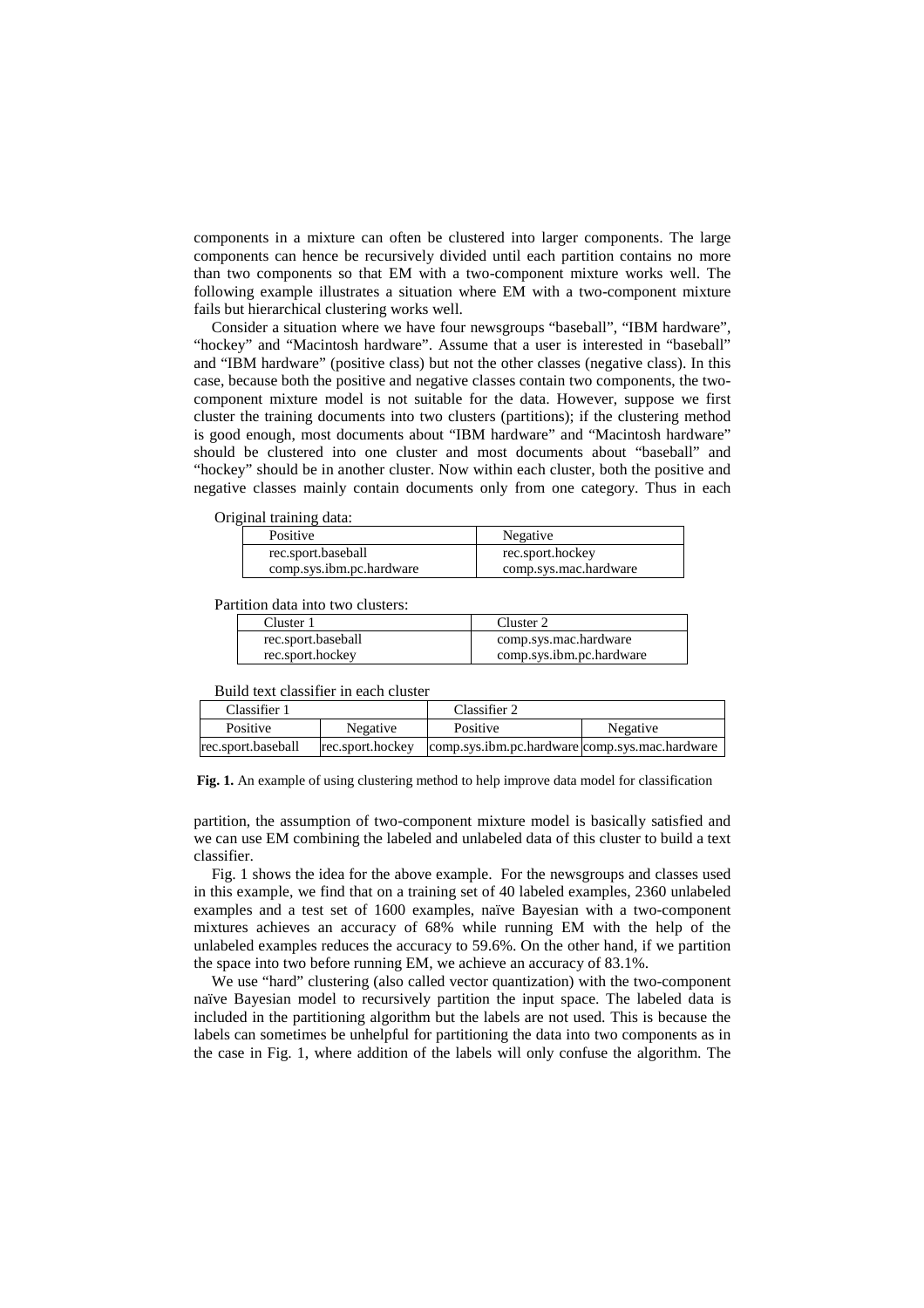components in a mixture can often be clustered into larger components. The large components can hence be recursively divided until each partition contains no more than two components so that EM with a two-component mixture works well. The following example illustrates a situation where EM with a two-component mixture fails but hierarchical clustering works well.

Consider a situation where we have four newsgroups "baseball", "IBM hardware", "hockey" and "Macintosh hardware". Assume that a user is interested in "baseball" and "IBM hardware" (positive class) but not the other classes (negative class). In this case, because both the positive and negative classes contain two components, the two-component mixture model is not suitable for the data. However, suppose we first cluster the training documents into two clusters (partitions); if the clustering method is good enough, most documents about "IBM hardware" and "Macintosh hardware" should be clustered into one cluster and most documents about "baseball" and "hockey" should be in another cluster. Now within each cluster, both the positive and negative classes mainly contain documents only from one category. Thus in each

Original training data:

| Positive | Negative |
| --- | --- |
| rec.sport.baseball<br>comp.sys.ibm.pc.hardware | rec.sport.hockey<br>comp.sys.mac.hardware |

Partition data into two clusters:

| Cluster 1 | Cluster 2 |
| --- | --- |
| rec.sport.baseball<br>rec.sport.hockey | comp.sys.mac.hardware<br>comp.sys.ibm.pc.hardware |

Build text classifier in each cluster

| Classifier 1 | | Classifier 2 | |
| --- | --- | --- | --- |
| Positive | Negative | Positive | Negative |
| rec.sport.baseball | rec.sport.hockey | comp.sys.ibm.pc.hardware | comp.sys.mac.hardware |

**Fig. 1.** An example of using clustering method to help improve data model for classification

partition, the assumption of two-component mixture model is basically satisfied and we can use EM combining the labeled and unlabeled data of this cluster to build a text classifier.

Fig. 1 shows the idea for the above example. For the newsgroups and classes used in this example, we find that on a training set of 40 labeled examples, 2360 unlabeled examples and a test set of 1600 examples, naïve Bayesian with a two-component mixtures achieves an accuracy of 68% while running EM with the help of the unlabeled examples reduces the accuracy to 59.6%. On the other hand, if we partition the space into two before running EM, we achieve an accuracy of 83.1%.

We use "hard" clustering (also called vector quantization) with the two-component naïve Bayesian model to recursively partition the input space. The labeled data is included in the partitioning algorithm but the labels are not used. This is because the labels can sometimes be unhelpful for partitioning the data into two components as in the case in Fig. 1, where addition of the labels will only confuse the algorithm. The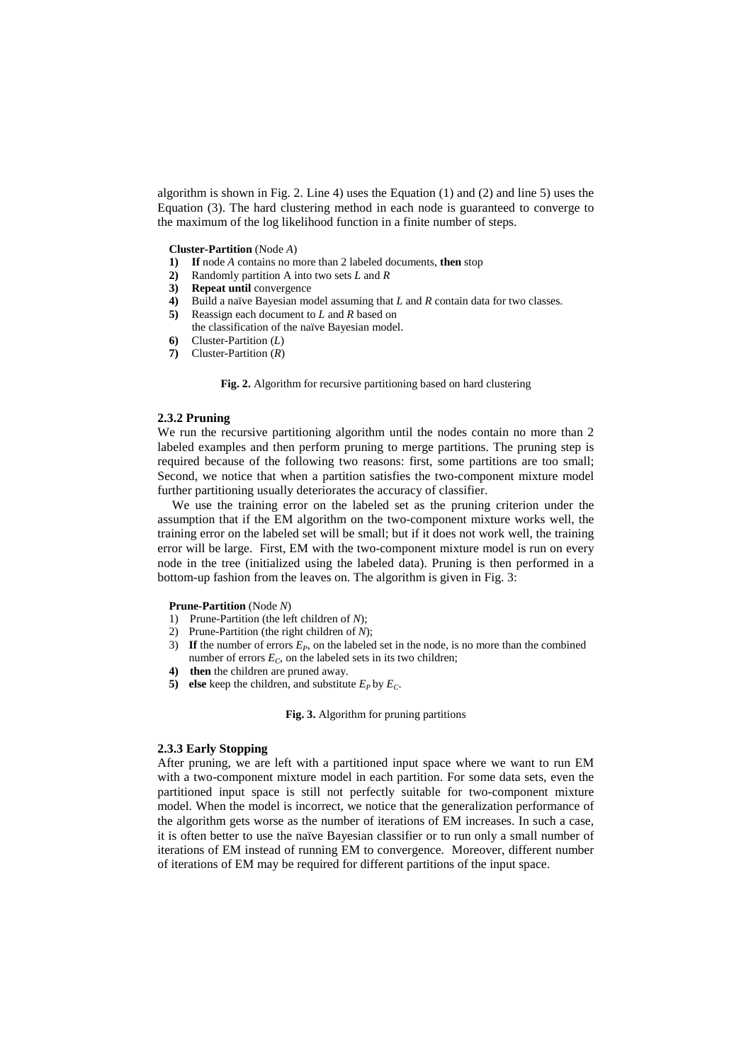algorithm is shown in Fig. 2. Line 4) uses the Equation (1) and (2) and line 5) uses the Equation (3). The hard clustering method in each node is guaranteed to converge to the maximum of the log likelihood function in a finite number of steps.

**Cluster-Partition** (Node *A*)

**1)** **If** node *A* contains no more than 2 labeled documents, **then** stop
**2)** Randomly partition A into two sets *L* and *R*
**3)** **Repeat until** convergence
**4)** Build a naïve Bayesian model assuming that *L* and *R* contain data for two classes.
**5)** Reassign each document to *L* and *R* based on the classification of the naïve Bayesian model.
**6)** Cluster-Partition (*L*)
**7)** Cluster-Partition (*R*)

**Fig. 2.** Algorithm for recursive partitioning based on hard clustering

### 2.3.2 Pruning

We run the recursive partitioning algorithm until the nodes contain no more than 2 labeled examples and then perform pruning to merge partitions. The pruning step is required because of the following two reasons: first, some partitions are too small; Second, we notice that when a partition satisfies the two-component mixture model further partitioning usually deteriorates the accuracy of classifier.

We use the training error on the labeled set as the pruning criterion under the assumption that if the EM algorithm on the two-component mixture works well, the training error on the labeled set will be small; but if it does not work well, the training error will be large. First, EM with the two-component mixture model is run on every node in the tree (initialized using the labeled data). Pruning is then performed in a bottom-up fashion from the leaves on. The algorithm is given in Fig. 3:

**Prune-Partition** (Node *N*)

1) Prune-Partition (the left children of *N*);
2) Prune-Partition (the right children of *N*);
3) **If** the number of errors $E_P$, on the labeled set in the node, is no more than the combined number of errors $E_C$, on the labeled sets in its two children;
**4)** **then** the children are pruned away.
**5)** **else** keep the children, and substitute $E_P$ by $E_C$.

**Fig. 3.** Algorithm for pruning partitions

### 2.3.3 Early Stopping

After pruning, we are left with a partitioned input space where we want to run EM with a two-component mixture model in each partition. For some data sets, even the partitioned input space is still not perfectly suitable for two-component mixture model. When the model is incorrect, we notice that the generalization performance of the algorithm gets worse as the number of iterations of EM increases. In such a case, it is often better to use the naïve Bayesian classifier or to run only a small number of iterations of EM instead of running EM to convergence. Moreover, different number of iterations of EM may be required for different partitions of the input space.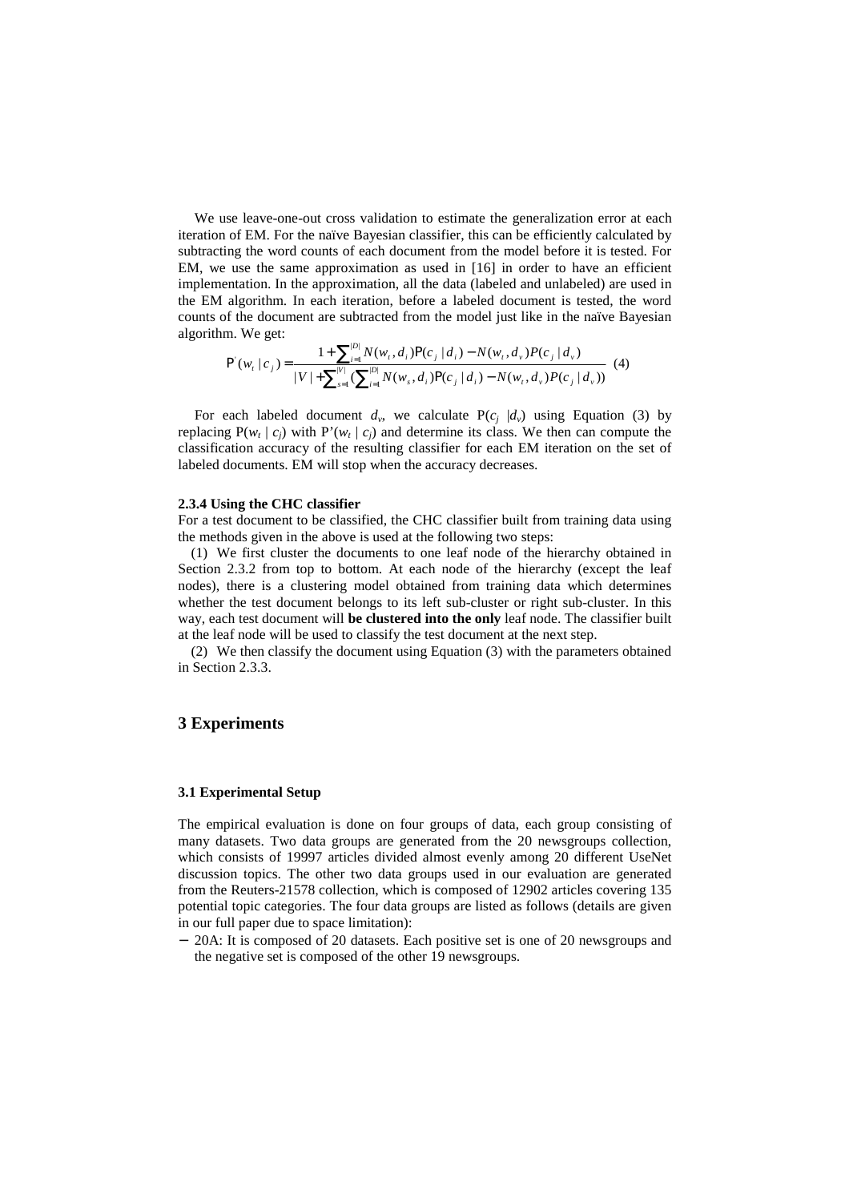We use leave-one-out cross validation to estimate the generalization error at each iteration of EM. For the naïve Bayesian classifier, this can be efficiently calculated by subtracting the word counts of each document from the model before it is tested. For EM, we use the same approximation as used in [16] in order to have an efficient implementation. In the approximation, all the data (labeled and unlabeled) are used in the EM algorithm. In each iteration, before a labeled document is tested, the word counts of the document are subtracted from the model just like in the naïve Bayesian algorithm. We get:

$$\mathrm{P}'(w_t \mid c_j) = \frac{1 + \sum_{i=1}^{|D|} N(w_t, d_i)\mathrm{P}(c_j \mid d_i) - N(w_t, d_v)P(c_j \mid d_v)}{|V| + \sum_{s=1}^{|V|}(\sum_{i=1}^{|D|} N(w_s, d_i)\mathrm{P}(c_j \mid d_i) - N(w_t, d_v)P(c_j \mid d_v))} \quad (4)$$

For each labeled document $d_v$, we calculate $\mathrm{P}(c_j \mid d_v)$ using Equation (3) by replacing $\mathrm{P}(w_t \mid c_j)$ with $\mathrm{P}'(w_t \mid c_j)$ and determine its class. We then can compute the classification accuracy of the resulting classifier for each EM iteration on the set of labeled documents. EM will stop when the accuracy decreases.

#### 2.3.4 Using the CHC classifier

For a test document to be classified, the CHC classifier built from training data using the methods given in the above is used at the following two steps:

(1) We first cluster the documents to one leaf node of the hierarchy obtained in Section 2.3.2 from top to bottom. At each node of the hierarchy (except the leaf nodes), there is a clustering model obtained from training data which determines whether the test document belongs to its left sub-cluster or right sub-cluster. In this way, each test document will **be clustered into the only** leaf node. The classifier built at the leaf node will be used to classify the test document at the next step.

(2) We then classify the document using Equation (3) with the parameters obtained in Section 2.3.3.

## 3 Experiments

### 3.1 Experimental Setup

The empirical evaluation is done on four groups of data, each group consisting of many datasets. Two data groups are generated from the 20 newsgroups collection, which consists of 19997 articles divided almost evenly among 20 different UseNet discussion topics. The other two data groups used in our evaluation are generated from the Reuters-21578 collection, which is composed of 12902 articles covering 135 potential topic categories. The four data groups are listed as follows (details are given in our full paper due to space limitation):

- 20A: It is composed of 20 datasets. Each positive set is one of 20 newsgroups and the negative set is composed of the other 19 newsgroups.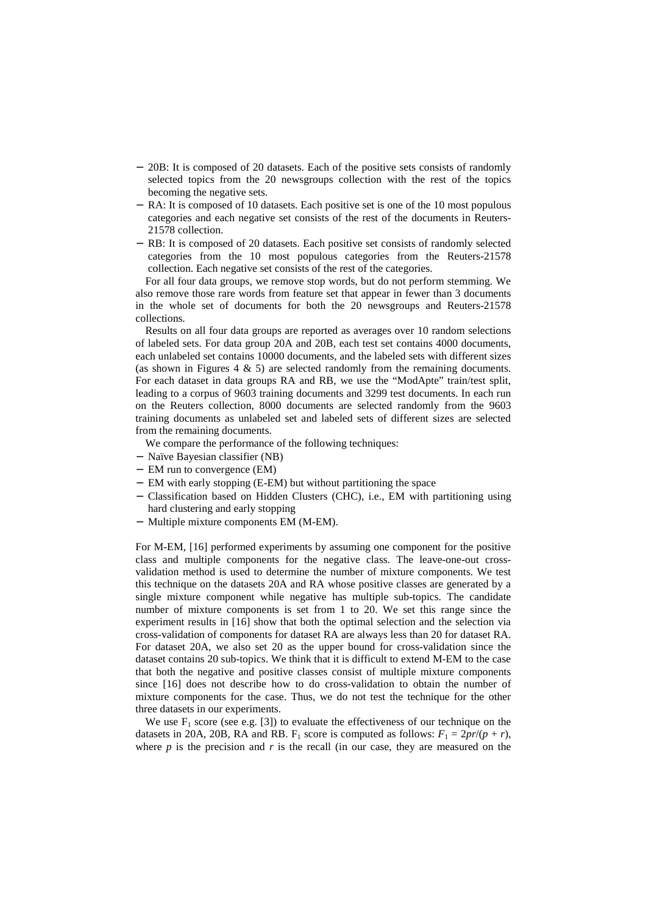- 20B: It is composed of 20 datasets. Each of the positive sets consists of randomly selected topics from the 20 newsgroups collection with the rest of the topics becoming the negative sets.
- RA: It is composed of 10 datasets. Each positive set is one of the 10 most populous categories and each negative set consists of the rest of the documents in Reuters-21578 collection.
- RB: It is composed of 20 datasets. Each positive set consists of randomly selected categories from the 10 most populous categories from the Reuters-21578 collection. Each negative set consists of the rest of the categories.

For all four data groups, we remove stop words, but do not perform stemming. We also remove those rare words from feature set that appear in fewer than 3 documents in the whole set of documents for both the 20 newsgroups and Reuters-21578 collections.

Results on all four data groups are reported as averages over 10 random selections of labeled sets. For data group 20A and 20B, each test set contains 4000 documents, each unlabeled set contains 10000 documents, and the labeled sets with different sizes (as shown in Figures 4 & 5) are selected randomly from the remaining documents. For each dataset in data groups RA and RB, we use the "ModApte" train/test split, leading to a corpus of 9603 training documents and 3299 test documents. In each run on the Reuters collection, 8000 documents are selected randomly from the 9603 training documents as unlabeled set and labeled sets of different sizes are selected from the remaining documents.

We compare the performance of the following techniques:

- Naïve Bayesian classifier (NB)
- EM run to convergence (EM)
- EM with early stopping (E-EM) but without partitioning the space
- Classification based on Hidden Clusters (CHC), i.e., EM with partitioning using hard clustering and early stopping
- Multiple mixture components EM (M-EM).

For M-EM, [16] performed experiments by assuming one component for the positive class and multiple components for the negative class. The leave-one-out cross-validation method is used to determine the number of mixture components. We test this technique on the datasets 20A and RA whose positive classes are generated by a single mixture component while negative has multiple sub-topics. The candidate number of mixture components is set from 1 to 20. We set this range since the experiment results in [16] show that both the optimal selection and the selection via cross-validation of components for dataset RA are always less than 20 for dataset RA. For dataset 20A, we also set 20 as the upper bound for cross-validation since the dataset contains 20 sub-topics. We think that it is difficult to extend M-EM to the case that both the negative and positive classes consist of multiple mixture components since [16] does not describe how to do cross-validation to obtain the number of mixture components for the case. Thus, we do not test the technique for the other three datasets in our experiments.

We use $F_1$ score (see e.g. [3]) to evaluate the effectiveness of our technique on the datasets in 20A, 20B, RA and RB. $F_1$ score is computed as follows: $F_1 = 2pr/(p + r)$, where $p$ is the precision and $r$ is the recall (in our case, they are measured on the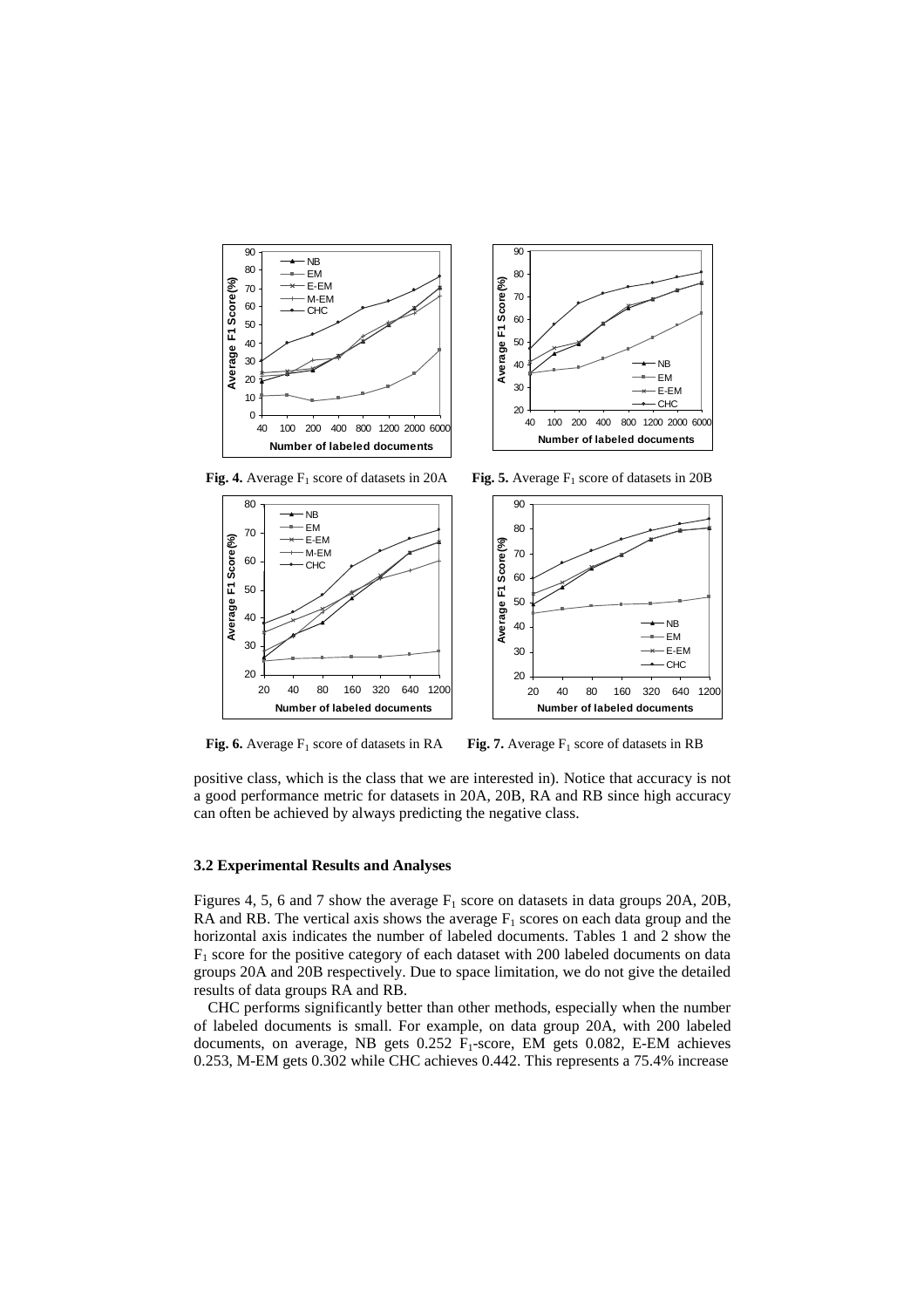**Fig. 4.** Average $F_1$ score of datasets in 20A

**Fig. 5.** Average $F_1$ score of datasets in 20B

**Fig. 6.** Average $F_1$ score of datasets in RA

**Fig. 7.** Average $F_1$ score of datasets in RB

positive class, which is the class that we are interested in). Notice that accuracy is not a good performance metric for datasets in 20A, 20B, RA and RB since high accuracy can often be achieved by always predicting the negative class.

### 3.2 Experimental Results and Analyses

Figures 4, 5, 6 and 7 show the average $F_1$ score on datasets in data groups 20A, 20B, RA and RB. The vertical axis shows the average $F_1$ scores on each data group and the horizontal axis indicates the number of labeled documents. Tables 1 and 2 show the $F_1$ score for the positive category of each dataset with 200 labeled documents on data groups 20A and 20B respectively. Due to space limitation, we do not give the detailed results of data groups RA and RB.

CHC performs significantly better than other methods, especially when the number of labeled documents is small. For example, on data group 20A, with 200 labeled documents, on average, NB gets 0.252 $F_1$-score, EM gets 0.082, E-EM achieves 0.253, M-EM gets 0.302 while CHC achieves 0.442. This represents a 75.4% increase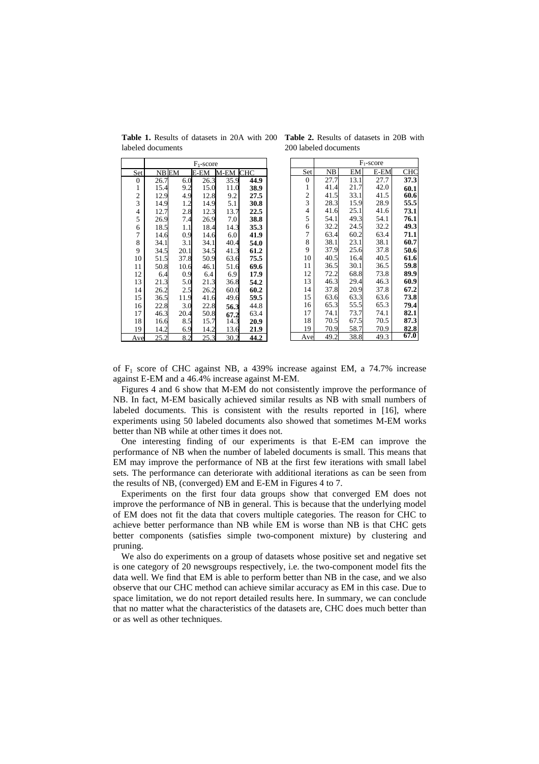**Table 1.** Results of datasets in 20A with 200 labeled documents

| | $F_1$-score | | | | |
|---|---|---|---|---|---|
| Set | NB | EM | E-EM | M-EM | CHC |
| 0 | 26.7 | 6.0 | 26.3 | 35.9 | **44.9** |
| 1 | 15.4 | 9.2 | 15.0 | 11.0 | **38.9** |
| 2 | 12.9 | 4.9 | 12.8 | 9.2 | **27.5** |
| 3 | 14.9 | 1.2 | 14.9 | 5.1 | **30.8** |
| 4 | 12.7 | 2.8 | 12.3 | 13.7 | **22.5** |
| 5 | 26.9 | 7.4 | 26.9 | 7.0 | **38.8** |
| 6 | 18.5 | 1.1 | 18.4 | 14.3 | **35.3** |
| 7 | 14.6 | 0.9 | 14.6 | 6.0 | **41.9** |
| 8 | 34.1 | 3.1 | 34.1 | 40.4 | **54.0** |
| 9 | 34.5 | 20.1 | 34.5 | 41.3 | **61.2** |
| 10 | 51.5 | 37.8 | 50.9 | 63.6 | **75.5** |
| 11 | 50.8 | 10.6 | 46.1 | 51.6 | **69.6** |
| 12 | 6.4 | 0.9 | 6.4 | 6.9 | **17.9** |
| 13 | 21.3 | 5.0 | 21.3 | 36.8 | **54.2** |
| 14 | 26.2 | 2.5 | 26.2 | 60.0 | **60.2** |
| 15 | 36.5 | 11.9 | 41.6 | 49.6 | **59.5** |
| 16 | 22.8 | 3.0 | 22.8 | **56.3** | 44.8 |
| 17 | 46.3 | 20.4 | 50.8 | **67.2** | 63.4 |
| 18 | 16.6 | 8.5 | 15.7 | 14.3 | **20.9** |
| 19 | 14.2 | 6.9 | 14.2 | 13.6 | **21.9** |
| Ave | 25.2 | 8.2 | 25.3 | 30.2 | **44.2** |

**Table 2.** Results of datasets in 20B with 200 labeled documents

| | $F_1$-score | | | |
|---|---|---|---|---|
| Set | NB | EM | E-EM | CHC |
| 0 | 27.7 | 13.1 | 27.7 | **37.3** |
| 1 | 41.4 | 21.7 | 42.0 | **60.1** |
| 2 | 41.5 | 33.1 | 41.5 | **60.6** |
| 3 | 28.3 | 15.9 | 28.9 | **55.5** |
| 4 | 41.6 | 25.1 | 41.6 | **73.1** |
| 5 | 54.1 | 49.3 | 54.1 | **76.1** |
| 6 | 32.2 | 24.5 | 32.2 | **49.3** |
| 7 | 63.4 | 60.2 | 63.4 | **71.1** |
| 8 | 38.1 | 23.1 | 38.1 | **60.7** |
| 9 | 37.9 | 25.6 | 37.8 | **50.6** |
| 10 | 40.5 | 16.4 | 40.5 | **61.6** |
| 11 | 36.5 | 30.1 | 36.5 | **59.8** |
| 12 | 72.2 | 68.8 | 73.8 | **89.9** |
| 13 | 46.3 | 29.4 | 46.3 | **60.9** |
| 14 | 37.8 | 20.9 | 37.8 | **67.2** |
| 15 | 63.6 | 63.3 | 63.6 | **73.8** |
| 16 | 65.3 | 55.5 | 65.3 | **79.4** |
| 17 | 74.1 | 73.7 | 74.1 | **82.1** |
| 18 | 70.5 | 67.5 | 70.5 | **87.3** |
| 19 | 70.9 | 58.7 | 70.9 | **82.8** |
| Ave | 49.2 | 38.8 | 49.3 | **67.0** |

of $F_1$ score of CHC against NB, a 439% increase against EM, a 74.7% increase against E-EM and a 46.4% increase against M-EM.

Figures 4 and 6 show that M-EM do not consistently improve the performance of NB. In fact, M-EM basically achieved similar results as NB with small numbers of labeled documents. This is consistent with the results reported in [16], where experiments using 50 labeled documents also showed that sometimes M-EM works better than NB while at other times it does not.

One interesting finding of our experiments is that E-EM can improve the performance of NB when the number of labeled documents is small. This means that EM may improve the performance of NB at the first few iterations with small label sets. The performance can deteriorate with additional iterations as can be seen from the results of NB, (converged) EM and E-EM in Figures 4 to 7.

Experiments on the first four data groups show that converged EM does not improve the performance of NB in general. This is because that the underlying model of EM does not fit the data that covers multiple categories. The reason for CHC to achieve better performance than NB while EM is worse than NB is that CHC gets better components (satisfies simple two-component mixture) by clustering and pruning.

We also do experiments on a group of datasets whose positive set and negative set is one category of 20 newsgroups respectively, i.e. the two-component model fits the data well. We find that EM is able to perform better than NB in the case, and we also observe that our CHC method can achieve similar accuracy as EM in this case. Due to space limitation, we do not report detailed results here. In summary, we can conclude that no matter what the characteristics of the datasets are, CHC does much better than or as well as other techniques.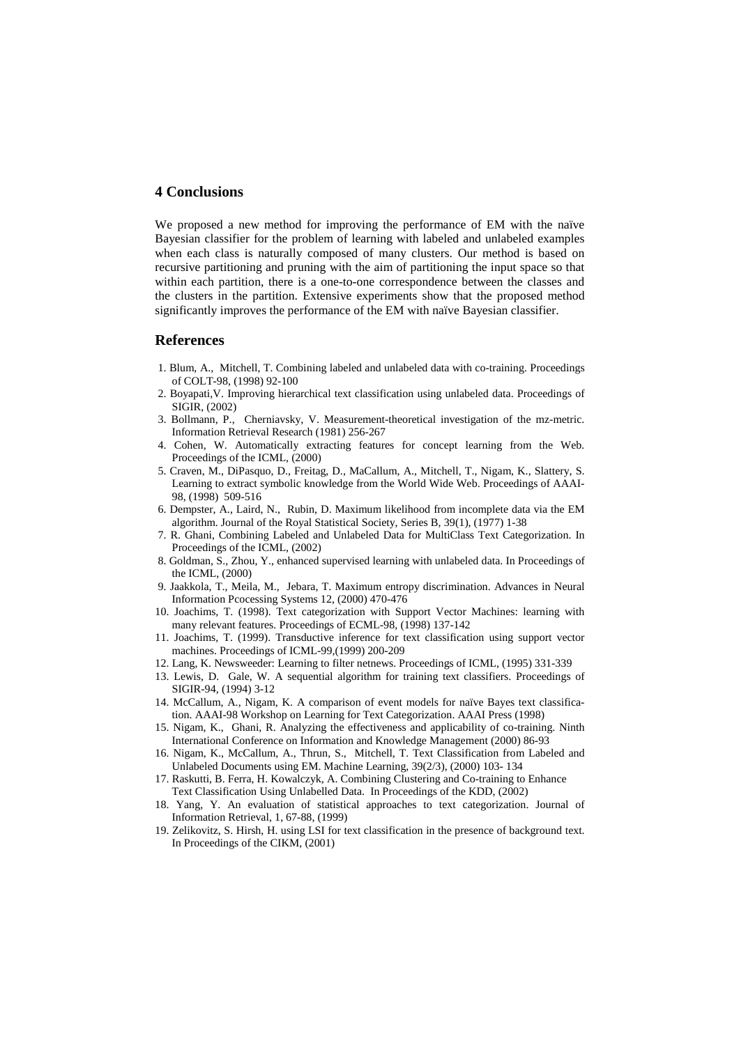## 4 Conclusions

We proposed a new method for improving the performance of EM with the naïve Bayesian classifier for the problem of learning with labeled and unlabeled examples when each class is naturally composed of many clusters. Our method is based on recursive partitioning and pruning with the aim of partitioning the input space so that within each partition, there is a one-to-one correspondence between the classes and the clusters in the partition. Extensive experiments show that the proposed method significantly improves the performance of the EM with naïve Bayesian classifier.

## References

1. Blum, A., Mitchell, T. Combining labeled and unlabeled data with co-training. Proceedings of COLT-98, (1998) 92-100
2. Boyapati,V. Improving hierarchical text classification using unlabeled data. Proceedings of SIGIR, (2002)
3. Bollmann, P., Cherniavsky, V. Measurement-theoretical investigation of the mz-metric. Information Retrieval Research (1981) 256-267
4. Cohen, W. Automatically extracting features for concept learning from the Web. Proceedings of the ICML, (2000)
5. Craven, M., DiPasquo, D., Freitag, D., MaCallum, A., Mitchell, T., Nigam, K., Slattery, S. Learning to extract symbolic knowledge from the World Wide Web. Proceedings of AAAI-98, (1998) 509-516
6. Dempster, A., Laird, N., Rubin, D. Maximum likelihood from incomplete data via the EM algorithm. Journal of the Royal Statistical Society, Series B, 39(1), (1977) 1-38
7. R. Ghani, Combining Labeled and Unlabeled Data for MultiClass Text Categorization. In Proceedings of the ICML, (2002)
8. Goldman, S., Zhou, Y., enhanced supervised learning with unlabeled data. In Proceedings of the ICML, (2000)
9. Jaakkola, T., Meila, M., Jebara, T. Maximum entropy discrimination. Advances in Neural Information Pcocessing Systems 12, (2000) 470-476
10. Joachims, T. (1998). Text categorization with Support Vector Machines: learning with many relevant features. Proceedings of ECML-98, (1998) 137-142
11. Joachims, T. (1999). Transductive inference for text classification using support vector machines. Proceedings of ICML-99,(1999) 200-209
12. Lang, K. Newsweeder: Learning to filter netnews. Proceedings of ICML, (1995) 331-339
13. Lewis, D. Gale, W. A sequential algorithm for training text classifiers. Proceedings of SIGIR-94, (1994) 3-12
14. McCallum, A., Nigam, K. A comparison of event models for naïve Bayes text classification. AAAI-98 Workshop on Learning for Text Categorization. AAAI Press (1998)
15. Nigam, K., Ghani, R. Analyzing the effectiveness and applicability of co-training. Ninth International Conference on Information and Knowledge Management (2000) 86-93
16. Nigam, K., McCallum, A., Thrun, S., Mitchell, T. Text Classification from Labeled and Unlabeled Documents using EM. Machine Learning, 39(2/3), (2000) 103- 134
17. Raskutti, B. Ferra, H. Kowalczyk, A. Combining Clustering and Co-training to Enhance Text Classification Using Unlabelled Data. In Proceedings of the KDD, (2002)
18. Yang, Y. An evaluation of statistical approaches to text categorization. Journal of Information Retrieval, 1, 67-88, (1999)
19. Zelikovitz, S. Hirsh, H. using LSI for text classification in the presence of background text. In Proceedings of the CIKM, (2001)